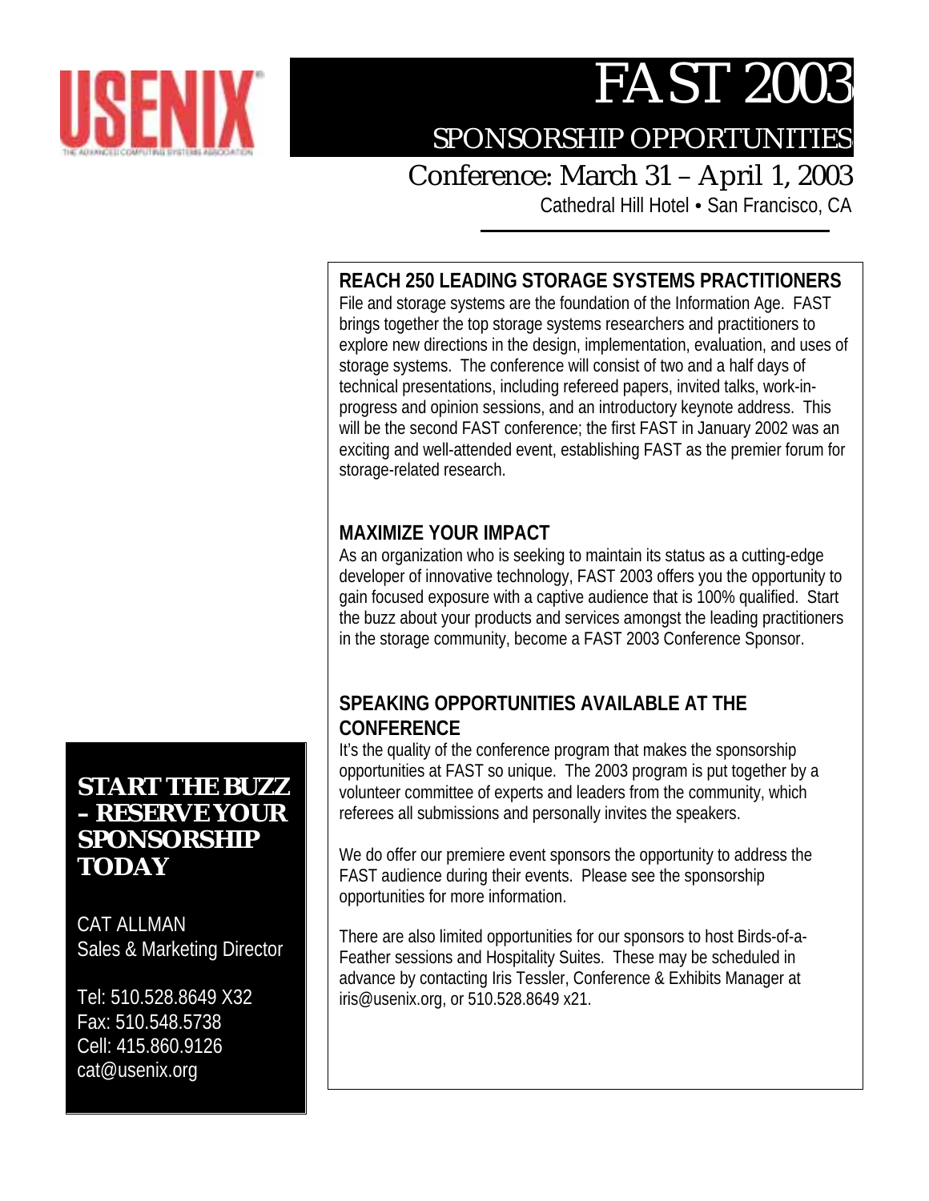USENIX

THE ADVANCED COMPUTING SYSTEMS ASSOCIATION

# FAST 2003

## SPONSORSHIP OPPORTUNITIES

### Conference: March 31 – April 1, 2003

Cathedral Hill Hotel • San Francisco, CA

## REACH 250 LEADING STORAGE SYSTEMS PRACTITIONERS

File and storage systems are the foundation of the Information Age. FAST brings together the top storage systems researchers and practitioners to explore new directions in the design, implementation, evaluation, and uses of storage systems. The conference will consist of two and a half days of technical presentations, including refereed papers, invited talks, work-in-progress and opinion sessions, and an introductory keynote address. This will be the second FAST conference; the first FAST in January 2002 was an exciting and well-attended event, establishing FAST as the premier forum for storage-related research.

## MAXIMIZE YOUR IMPACT

As an organization who is seeking to maintain its status as a cutting-edge developer of innovative technology, FAST 2003 offers you the opportunity to gain focused exposure with a captive audience that is 100% qualified. Start the buzz about your products and services amongst the leading practitioners in the storage community, become a FAST 2003 Conference Sponsor.

## SPEAKING OPPORTUNITIES AVAILABLE AT THE CONFERENCE

It's the quality of the conference program that makes the sponsorship opportunities at FAST so unique. The 2003 program is put together by a volunteer committee of experts and leaders from the community, which referees all submissions and personally invites the speakers.

We do offer our premiere event sponsors the opportunity to address the FAST audience during their events. Please see the sponsorship opportunities for more information.

There are also limited opportunities for our sponsors to host Birds-of-a-Feather sessions and Hospitality Suites. These may be scheduled in advance by contacting Iris Tessler, Conference & Exhibits Manager at iris@usenix.org, or 510.528.8649 x21.

**START THE BUZZ – RESERVE YOUR SPONSORSHIP TODAY**

CAT ALLMAN
Sales & Marketing Director

Tel: 510.528.8649 X32
Fax: 510.548.5738
Cell: 415.860.9126
cat@usenix.org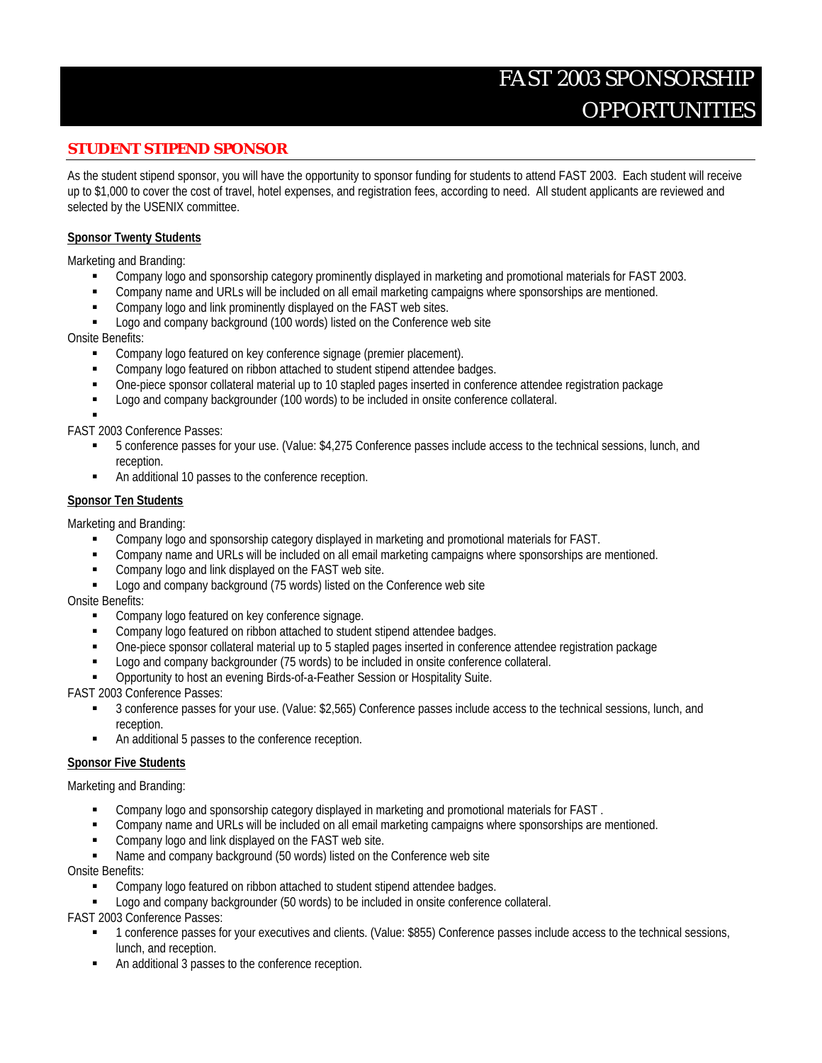# FAST 2003 SPONSORSHIP OPPORTUNITIES

## STUDENT STIPEND SPONSOR

As the student stipend sponsor, you will have the opportunity to sponsor funding for students to attend FAST 2003. Each student will receive up to $1,000 to cover the cost of travel, hotel expenses, and registration fees, according to need. All student applicants are reviewed and selected by the USENIX committee.

### Sponsor Twenty Students

Marketing and Branding:

- Company logo and sponsorship category prominently displayed in marketing and promotional materials for FAST 2003.
- Company name and URLs will be included on all email marketing campaigns where sponsorships are mentioned.
- Company logo and link prominently displayed on the FAST web sites.
- Logo and company background (100 words) listed on the Conference web site

Onsite Benefits:

- Company logo featured on key conference signage (premier placement).
- Company logo featured on ribbon attached to student stipend attendee badges.
- One-piece sponsor collateral material up to 10 stapled pages inserted in conference attendee registration package
- Logo and company backgrounder (100 words) to be included in onsite conference collateral.

FAST 2003 Conference Passes:

- 5 conference passes for your use. (Value: $4,275 Conference passes include access to the technical sessions, lunch, and reception.
- An additional 10 passes to the conference reception.

### Sponsor Ten Students

Marketing and Branding:

- Company logo and sponsorship category displayed in marketing and promotional materials for FAST.
- Company name and URLs will be included on all email marketing campaigns where sponsorships are mentioned.
- Company logo and link displayed on the FAST web site.
- Logo and company background (75 words) listed on the Conference web site

Onsite Benefits:

- Company logo featured on key conference signage.
- Company logo featured on ribbon attached to student stipend attendee badges.
- One-piece sponsor collateral material up to 5 stapled pages inserted in conference attendee registration package
- Logo and company backgrounder (75 words) to be included in onsite conference collateral.
- Opportunity to host an evening Birds-of-a-Feather Session or Hospitality Suite.

FAST 2003 Conference Passes:

- 3 conference passes for your use. (Value: $2,565) Conference passes include access to the technical sessions, lunch, and reception.
- An additional 5 passes to the conference reception.

### Sponsor Five Students

Marketing and Branding:

- Company logo and sponsorship category displayed in marketing and promotional materials for FAST .
- Company name and URLs will be included on all email marketing campaigns where sponsorships are mentioned.
- Company logo and link displayed on the FAST web site.
- Name and company background (50 words) listed on the Conference web site

Onsite Benefits:

- Company logo featured on ribbon attached to student stipend attendee badges.
- Logo and company backgrounder (50 words) to be included in onsite conference collateral.

FAST 2003 Conference Passes:

- 1 conference passes for your executives and clients. (Value: $855) Conference passes include access to the technical sessions, lunch, and reception.
- An additional 3 passes to the conference reception.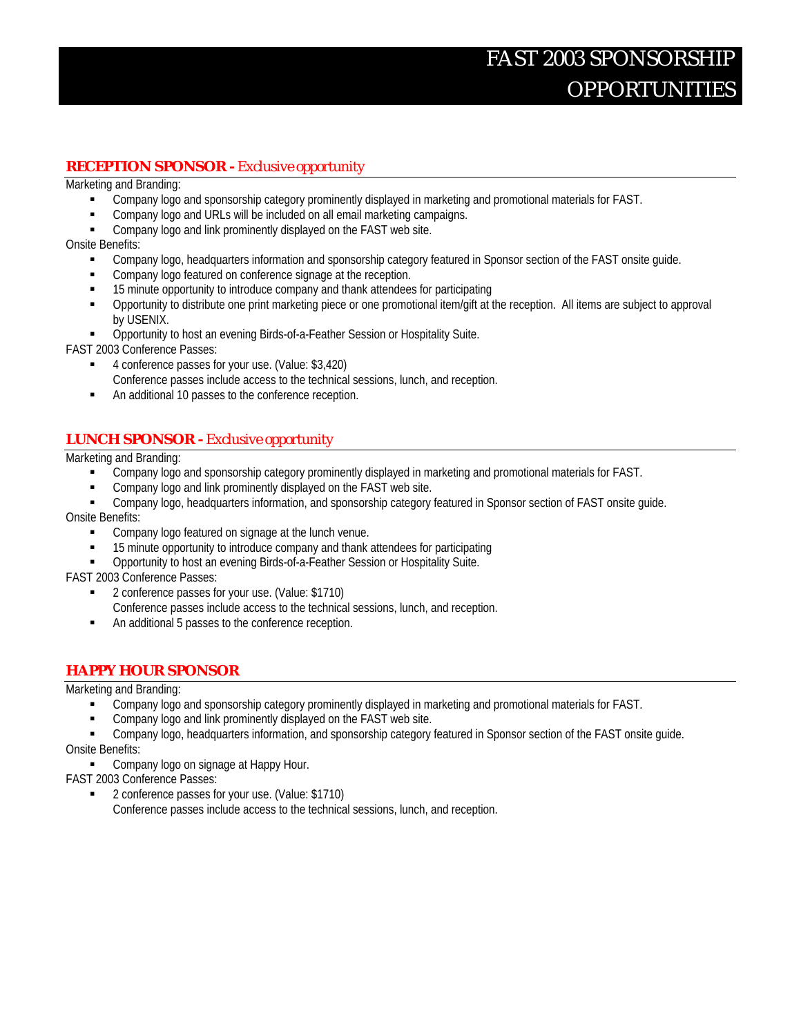# FAST 2003 SPONSORSHIP OPPORTUNITIES

## **RECEPTION SPONSOR -** *Exclusive opportunity*

Marketing and Branding:

- Company logo and sponsorship category prominently displayed in marketing and promotional materials for FAST.
- Company logo and URLs will be included on all email marketing campaigns.
- Company logo and link prominently displayed on the FAST web site.

Onsite Benefits:

- Company logo, headquarters information and sponsorship category featured in Sponsor section of the FAST onsite guide.
- Company logo featured on conference signage at the reception.
- 15 minute opportunity to introduce company and thank attendees for participating
- Opportunity to distribute one print marketing piece or one promotional item/gift at the reception. All items are subject to approval by USENIX.
- Opportunity to host an evening Birds-of-a-Feather Session or Hospitality Suite.

FAST 2003 Conference Passes:

- 4 conference passes for your use. (Value: $3,420)
  Conference passes include access to the technical sessions, lunch, and reception.
- An additional 10 passes to the conference reception.

## **LUNCH SPONSOR -** *Exclusive opportunity*

Marketing and Branding:

- Company logo and sponsorship category prominently displayed in marketing and promotional materials for FAST.
- Company logo and link prominently displayed on the FAST web site.
- Company logo, headquarters information, and sponsorship category featured in Sponsor section of FAST onsite guide.

Onsite Benefits:

- Company logo featured on signage at the lunch venue.
- 15 minute opportunity to introduce company and thank attendees for participating
- Opportunity to host an evening Birds-of-a-Feather Session or Hospitality Suite.

FAST 2003 Conference Passes:

- 2 conference passes for your use. (Value: $1710)
  Conference passes include access to the technical sessions, lunch, and reception.
- An additional 5 passes to the conference reception.

## **HAPPY HOUR SPONSOR**

Marketing and Branding:

- Company logo and sponsorship category prominently displayed in marketing and promotional materials for FAST.
- Company logo and link prominently displayed on the FAST web site.
- Company logo, headquarters information, and sponsorship category featured in Sponsor section of the FAST onsite guide.

Onsite Benefits:

- Company logo on signage at Happy Hour.

FAST 2003 Conference Passes:

- 2 conference passes for your use. (Value: $1710)
  Conference passes include access to the technical sessions, lunch, and reception.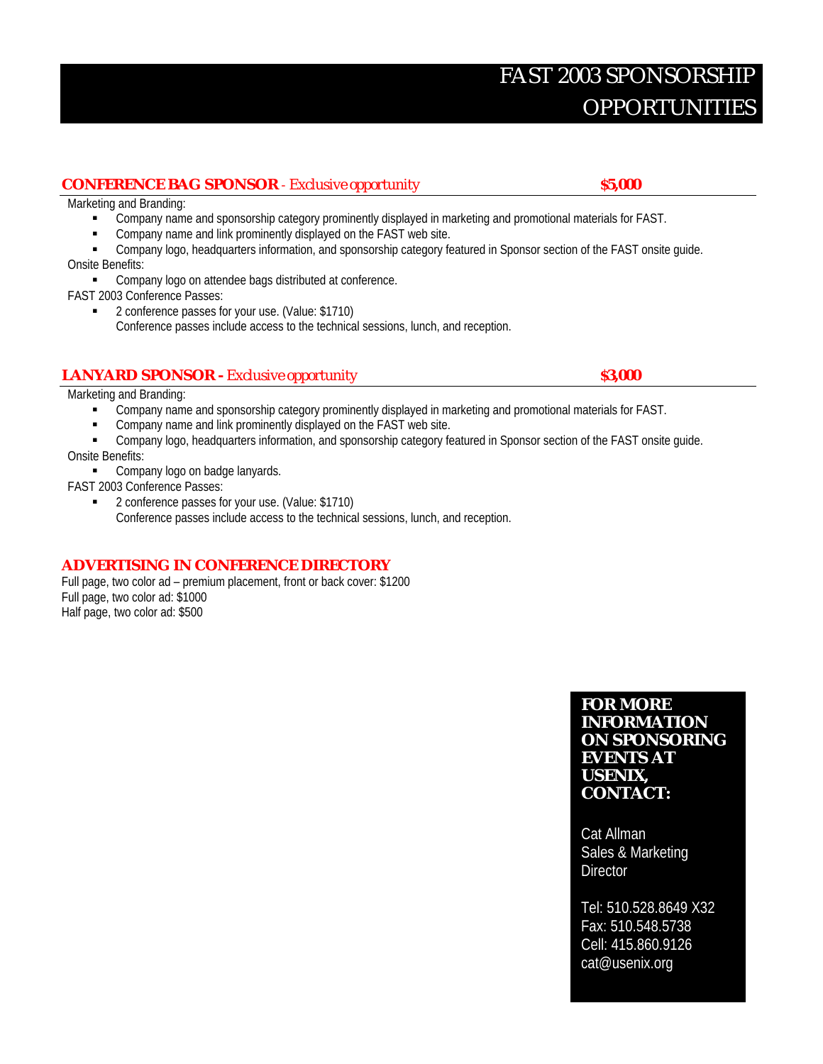# FAST 2003 SPONSORSHIP OPPORTUNITIES

## CONFERENCE BAG SPONSOR - *Exclusive opportunity* **$5,000**

Marketing and Branding:

- Company name and sponsorship category prominently displayed in marketing and promotional materials for FAST.
- Company name and link prominently displayed on the FAST web site.
- Company logo, headquarters information, and sponsorship category featured in Sponsor section of the FAST onsite guide.

Onsite Benefits:

- Company logo on attendee bags distributed at conference.

FAST 2003 Conference Passes:

- 2 conference passes for your use. (Value: $1710)
  Conference passes include access to the technical sessions, lunch, and reception.

## LANYARD SPONSOR - *Exclusive opportunity* **$3,000**

Marketing and Branding:

- Company name and sponsorship category prominently displayed in marketing and promotional materials for FAST.
- Company name and link prominently displayed on the FAST web site.
- Company logo, headquarters information, and sponsorship category featured in Sponsor section of the FAST onsite guide.

Onsite Benefits:

- Company logo on badge lanyards.

FAST 2003 Conference Passes:

- 2 conference passes for your use. (Value: $1710)
  Conference passes include access to the technical sessions, lunch, and reception.

## ADVERTISING IN CONFERENCE DIRECTORY

Full page, two color ad – premium placement, front or back cover: $1200
Full page, two color ad: $1000
Half page, two color ad: $500

**FOR MORE INFORMATION ON SPONSORING EVENTS AT USENIX, CONTACT:**

Cat Allman
Sales & Marketing Director

Tel: 510.528.8649 X32
Fax: 510.548.5738
Cell: 415.860.9126
cat@usenix.org